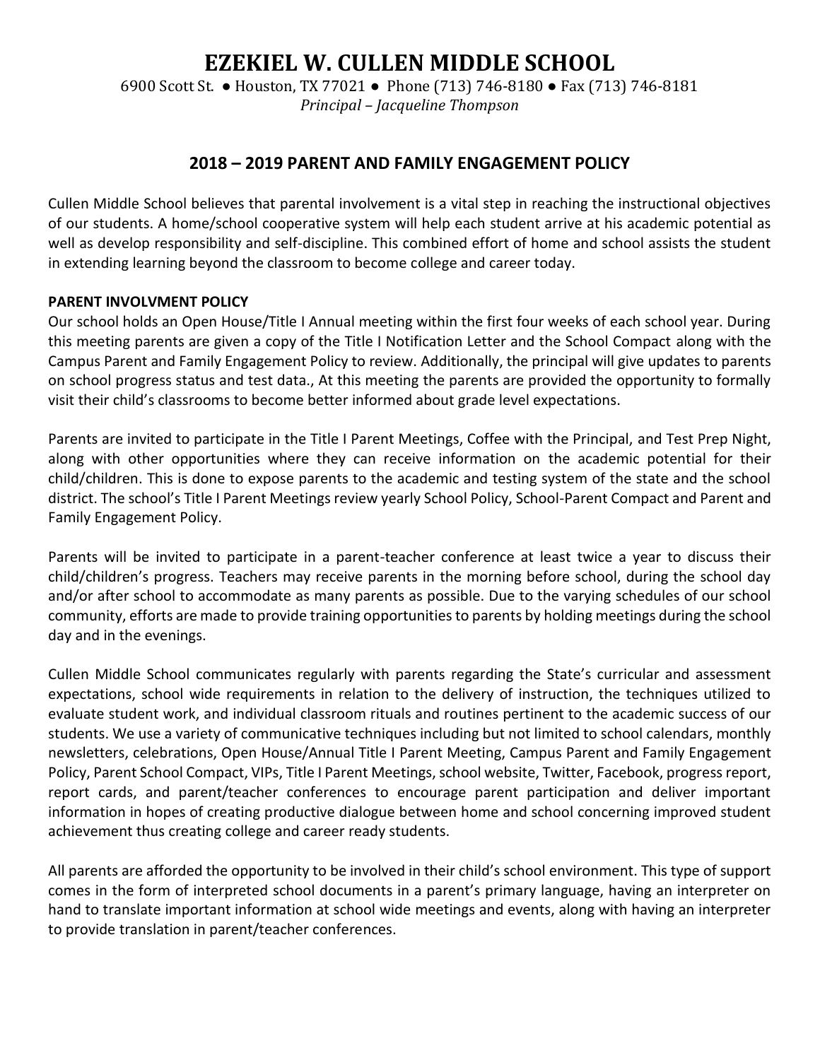# EZEKIEL W. CULLEN MIDDLE SCHOOL

6900 Scott St. ● Houston, TX 77021 ● Phone (713) 746-8180 ● Fax (713) 746-8181

*Principal – Jacqueline Thompson*

## 2018 – 2019 PARENT AND FAMILY ENGAGEMENT POLICY

Cullen Middle School believes that parental involvement is a vital step in reaching the instructional objectives of our students. A home/school cooperative system will help each student arrive at his academic potential as well as develop responsibility and self-discipline. This combined effort of home and school assists the student in extending learning beyond the classroom to become college and career today.

**PARENT INVOLVMENT POLICY**

Our school holds an Open House/Title I Annual meeting within the first four weeks of each school year. During this meeting parents are given a copy of the Title I Notification Letter and the School Compact along with the Campus Parent and Family Engagement Policy to review. Additionally, the principal will give updates to parents on school progress status and test data., At this meeting the parents are provided the opportunity to formally visit their child's classrooms to become better informed about grade level expectations.

Parents are invited to participate in the Title I Parent Meetings, Coffee with the Principal, and Test Prep Night, along with other opportunities where they can receive information on the academic potential for their child/children. This is done to expose parents to the academic and testing system of the state and the school district. The school's Title I Parent Meetings review yearly School Policy, School-Parent Compact and Parent and Family Engagement Policy.

Parents will be invited to participate in a parent-teacher conference at least twice a year to discuss their child/children's progress. Teachers may receive parents in the morning before school, during the school day and/or after school to accommodate as many parents as possible. Due to the varying schedules of our school community, efforts are made to provide training opportunities to parents by holding meetings during the school day and in the evenings.

Cullen Middle School communicates regularly with parents regarding the State's curricular and assessment expectations, school wide requirements in relation to the delivery of instruction, the techniques utilized to evaluate student work, and individual classroom rituals and routines pertinent to the academic success of our students. We use a variety of communicative techniques including but not limited to school calendars, monthly newsletters, celebrations, Open House/Annual Title I Parent Meeting, Campus Parent and Family Engagement Policy, Parent School Compact, VIPs, Title I Parent Meetings, school website, Twitter, Facebook, progress report, report cards, and parent/teacher conferences to encourage parent participation and deliver important information in hopes of creating productive dialogue between home and school concerning improved student achievement thus creating college and career ready students.

All parents are afforded the opportunity to be involved in their child's school environment. This type of support comes in the form of interpreted school documents in a parent's primary language, having an interpreter on hand to translate important information at school wide meetings and events, along with having an interpreter to provide translation in parent/teacher conferences.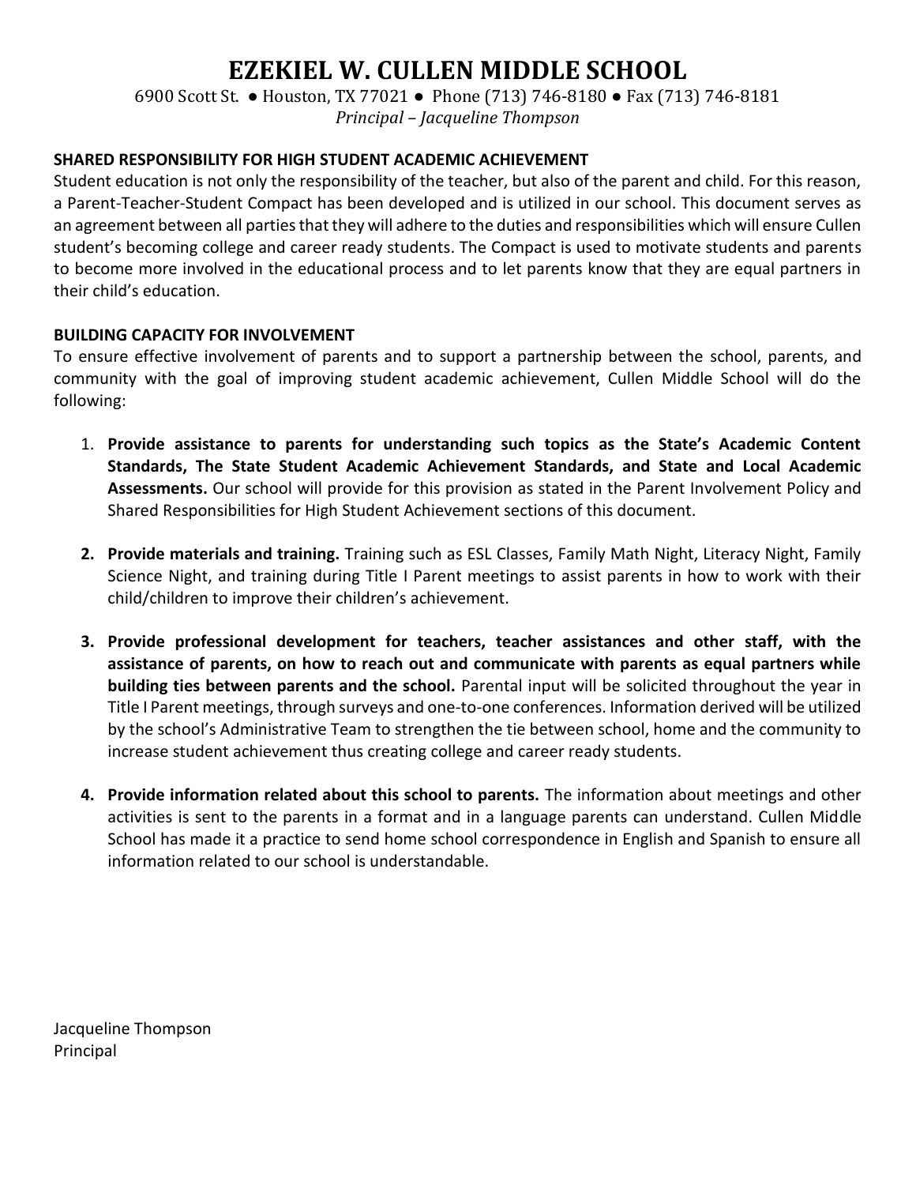# EZEKIEL W. CULLEN MIDDLE SCHOOL

6900 Scott St. ● Houston, TX 77021 ● Phone (713) 746-8180 ● Fax (713) 746-8181

*Principal – Jacqueline Thompson*

**SHARED RESPONSIBILITY FOR HIGH STUDENT ACADEMIC ACHIEVEMENT**

Student education is not only the responsibility of the teacher, but also of the parent and child. For this reason, a Parent-Teacher-Student Compact has been developed and is utilized in our school. This document serves as an agreement between all parties that they will adhere to the duties and responsibilities which will ensure Cullen student's becoming college and career ready students. The Compact is used to motivate students and parents to become more involved in the educational process and to let parents know that they are equal partners in their child's education.

**BUILDING CAPACITY FOR INVOLVEMENT**

To ensure effective involvement of parents and to support a partnership between the school, parents, and community with the goal of improving student academic achievement, Cullen Middle School will do the following:

1. **Provide assistance to parents for understanding such topics as the State's Academic Content Standards, The State Student Academic Achievement Standards, and State and Local Academic Assessments.** Our school will provide for this provision as stated in the Parent Involvement Policy and Shared Responsibilities for High Student Achievement sections of this document.

2. **Provide materials and training.** Training such as ESL Classes, Family Math Night, Literacy Night, Family Science Night, and training during Title I Parent meetings to assist parents in how to work with their child/children to improve their children's achievement.

3. **Provide professional development for teachers, teacher assistances and other staff, with the assistance of parents, on how to reach out and communicate with parents as equal partners while building ties between parents and the school.** Parental input will be solicited throughout the year in Title I Parent meetings, through surveys and one-to-one conferences. Information derived will be utilized by the school's Administrative Team to strengthen the tie between school, home and the community to increase student achievement thus creating college and career ready students.

4. **Provide information related about this school to parents.** The information about meetings and other activities is sent to the parents in a format and in a language parents can understand. Cullen Middle School has made it a practice to send home school correspondence in English and Spanish to ensure all information related to our school is understandable.

Jacqueline Thompson
Principal